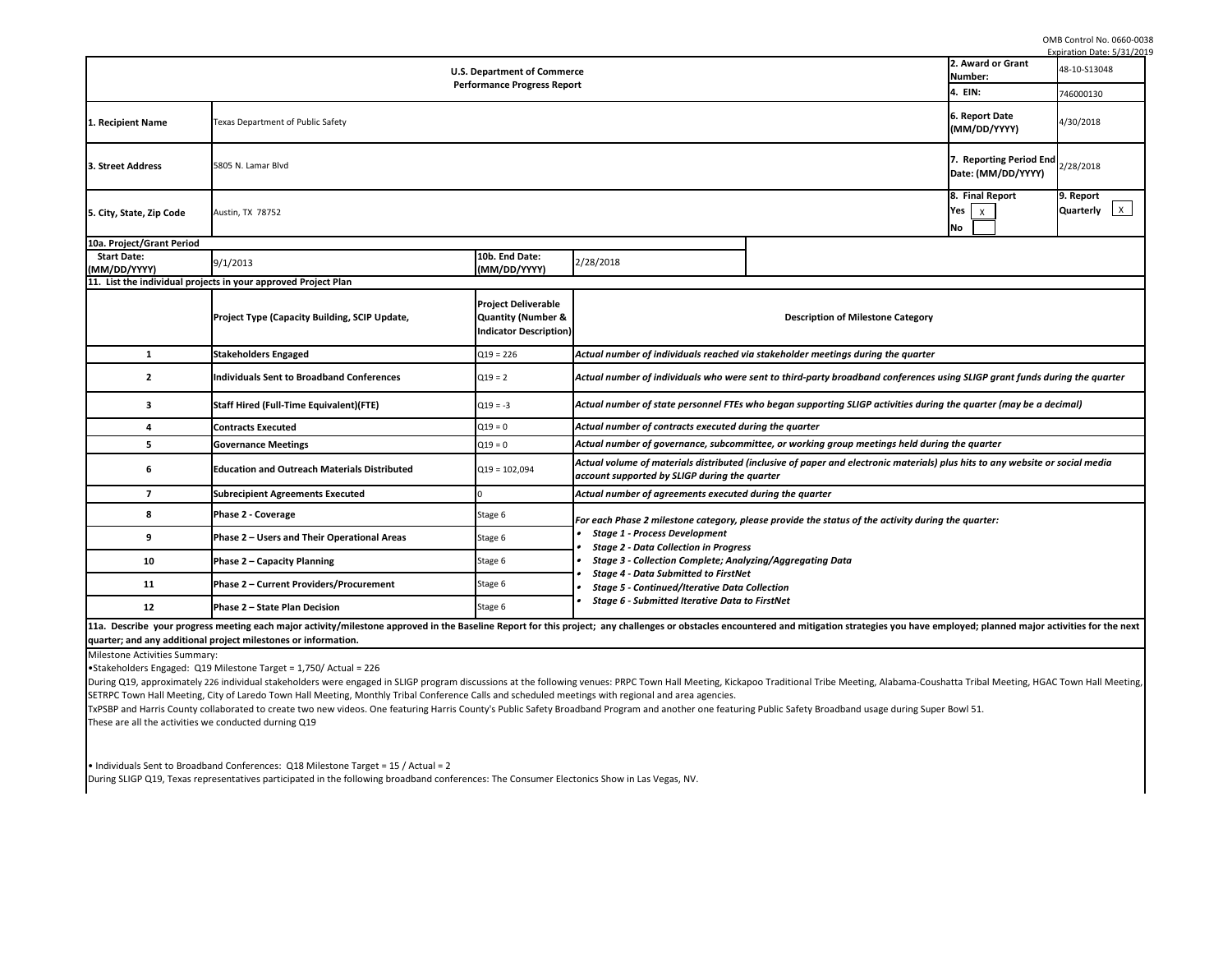OMB Control No. 0660-0038
Expiration Date: 5/31/2019

| U.S. Department of Commerce<br>Performance Progress Report | | | | 2. Award or Grant Number: | 48-10-S13048 |
|---|---|---|---|---|---|
| | | | | 4. EIN: | 746000130 |
| 1. Recipient Name | Texas Department of Public Safety | | | 6. Report Date (MM/DD/YYYY) | 4/30/2018 |
| 3. Street Address | 5805 N. Lamar Blvd | | | 7. Reporting Period End Date: (MM/DD/YYYY) | 2/28/2018 |
| 5. City, State, Zip Code | Austin, TX 78752 | | | 8. Final Report<br>Yes [X]<br>No [ ] | 9. Report Quarterly [X] |
| 10a. Project/Grant Period | | | | | |
| Start Date: (MM/DD/YYYY) | 9/1/2013 | 10b. End Date: (MM/DD/YYYY) | 2/28/2018 | | |

**11. List the individual projects in your approved Project Plan**

| | Project Type (Capacity Building, SCIP Update, | Project Deliverable Quantity (Number & Indicator Description) | Description of Milestone Category |
|---|---|---|---|
| 1 | Stakeholders Engaged | Q19 = 226 | *Actual number of individuals reached via stakeholder meetings during the quarter* |
| 2 | Individuals Sent to Broadband Conferences | Q19 = 2 | *Actual number of individuals who were sent to third-party broadband conferences using SLIGP grant funds during the quarter* |
| 3 | Staff Hired (Full-Time Equivalent)(FTE) | Q19 = -3 | *Actual number of state personnel FTEs who began supporting SLIGP activities during the quarter (may be a decimal)* |
| 4 | Contracts Executed | Q19 = 0 | *Actual number of contracts executed during the quarter* |
| 5 | Governance Meetings | Q19 = 0 | *Actual number of governance, subcommittee, or working group meetings held during the quarter* |
| 6 | Education and Outreach Materials Distributed | Q19 = 102,094 | *Actual volume of materials distributed (inclusive of paper and electronic materials) plus hits to any website or social media account supported by SLIGP during the quarter* |
| 7 | Subrecipient Agreements Executed | 0 | *Actual number of agreements executed during the quarter* |
| 8 | Phase 2 - Coverage | Stage 6 | *For each Phase 2 milestone category, please provide the status of the activity during the quarter:*<br>• *Stage 1 - Process Development*<br>• *Stage 2 - Data Collection in Progress*<br>• *Stage 3 - Collection Complete; Analyzing/Aggregating Data*<br>• *Stage 4 - Data Submitted to FirstNet*<br>• *Stage 5 - Continued/Iterative Data Collection*<br>• *Stage 6 - Submitted Iterative Data to FirstNet* |
| 9 | Phase 2 – Users and Their Operational Areas | Stage 6 | |
| 10 | Phase 2 – Capacity Planning | Stage 6 | |
| 11 | Phase 2 – Current Providers/Procurement | Stage 6 | |
| 12 | Phase 2 – State Plan Decision | Stage 6 | |

**11a. Describe your progress meeting each major activity/milestone approved in the Baseline Report for this project; any challenges or obstacles encountered and mitigation strategies you have employed; planned major activities for the next quarter; and any additional project milestones or information.**

Milestone Activities Summary:

•Stakeholders Engaged: Q19 Milestone Target = 1,750/ Actual = 226

During Q19, approximately 226 individual stakeholders were engaged in SLIGP program discussions at the following venues: PRPC Town Hall Meeting, Kickapoo Traditional Tribe Meeting, Alabama-Coushatta Tribal Meeting, HGAC Town Hall Meeting, SETRPC Town Hall Meeting, City of Laredo Town Hall Meeting, Monthly Tribal Conference Calls and scheduled meetings with regional and area agencies.

TxPSBP and Harris County collaborated to create two new videos. One featuring Harris County's Public Safety Broadband Program and another one featuring Public Safety Broadband usage during Super Bowl 51.

These are all the activities we conducted durning Q19

• Individuals Sent to Broadband Conferences: Q18 Milestone Target = 15 / Actual = 2

During SLIGP Q19, Texas representatives participated in the following broadband conferences: The Consumer Electonics Show in Las Vegas, NV.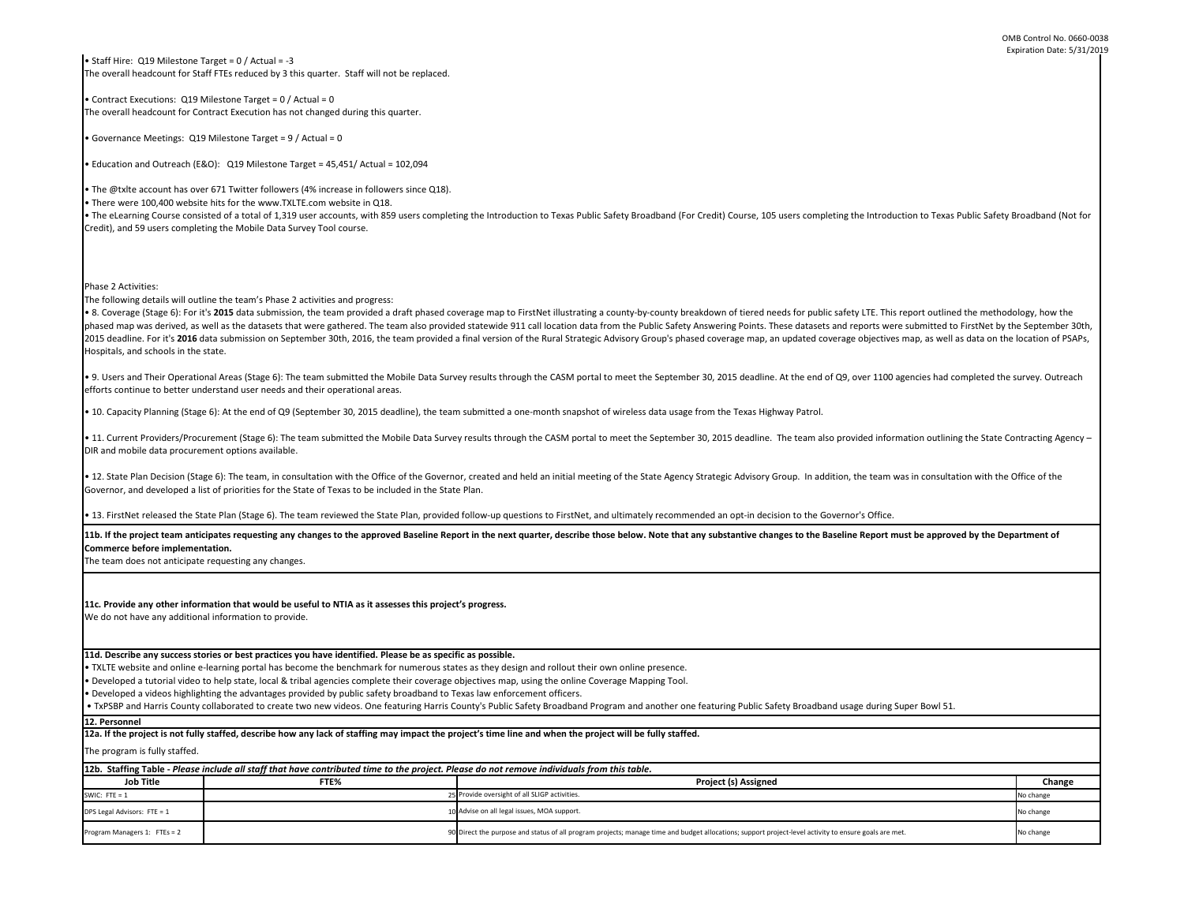• Staff Hire: Q19 Milestone Target = 0 / Actual = -3
The overall headcount for Staff FTEs reduced by 3 this quarter. Staff will not be replaced.

• Contract Executions: Q19 Milestone Target = 0 / Actual = 0
The overall headcount for Contract Execution has not changed during this quarter.

• Governance Meetings: Q19 Milestone Target = 9 / Actual = 0

• Education and Outreach (E&O): Q19 Milestone Target = 45,451/ Actual = 102,094

• The @txlte account has over 671 Twitter followers (4% increase in followers since Q18).
• There were 100,400 website hits for the www.TXLTE.com website in Q18.
• The eLearning Course consisted of a total of 1,319 user accounts, with 859 users completing the Introduction to Texas Public Safety Broadband (For Credit) Course, 105 users completing the Introduction to Texas Public Safety Broadband (Not for Credit), and 59 users completing the Mobile Data Survey Tool course.

Phase 2 Activities:
The following details will outline the team's Phase 2 activities and progress:
• 8. Coverage (Stage 6): For it's **2015** data submission, the team provided a draft phased coverage map to FirstNet illustrating a county-by-county breakdown of tiered needs for public safety LTE. This report outlined the methodology, how the phased map was derived, as well as the datasets that were gathered. The team also provided statewide 911 call location data from the Public Safety Answering Points. These datasets and reports were submitted to FirstNet by the September 30th, 2015 deadline. For it's **2016** data submission on September 30th, 2016, the team provided a final version of the Rural Strategic Advisory Group's phased coverage map, an updated coverage objectives map, as well as data on the location of PSAPs, Hospitals, and schools in the state.

• 9. Users and Their Operational Areas (Stage 6): The team submitted the Mobile Data Survey results through the CASM portal to meet the September 30, 2015 deadline. At the end of Q9, over 1100 agencies had completed the survey. Outreach efforts continue to better understand user needs and their operational areas.

• 10. Capacity Planning (Stage 6): At the end of Q9 (September 30, 2015 deadline), the team submitted a one-month snapshot of wireless data usage from the Texas Highway Patrol.

• 11. Current Providers/Procurement (Stage 6): The team submitted the Mobile Data Survey results through the CASM portal to meet the September 30, 2015 deadline. The team also provided information outlining the State Contracting Agency – DIR and mobile data procurement options available.

• 12. State Plan Decision (Stage 6): The team, in consultation with the Office of the Governor, created and held an initial meeting of the State Agency Strategic Advisory Group. In addition, the team was in consultation with the Office of the Governor, and developed a list of priorities for the State of Texas to be included in the State Plan.

• 13. FirstNet released the State Plan (Stage 6). The team reviewed the State Plan, provided follow-up questions to FirstNet, and ultimately recommended an opt-in decision to the Governor's Office.

**11b. If the project team anticipates requesting any changes to the approved Baseline Report in the next quarter, describe those below. Note that any substantive changes to the Baseline Report must be approved by the Department of Commerce before implementation.**
The team does not anticipate requesting any changes.

**11c. Provide any other information that would be useful to NTIA as it assesses this project's progress.**
We do not have any additional information to provide.

**11d. Describe any success stories or best practices you have identified. Please be as specific as possible.**
• TXLTE website and online e-learning portal has become the benchmark for numerous states as they design and rollout their own online presence.
• Developed a tutorial video to help state, local & tribal agencies complete their coverage objectives map, using the online Coverage Mapping Tool.
• Developed a videos highlighting the advantages provided by public safety broadband to Texas law enforcement officers.
• TxPSBP and Harris County collaborated to create two new videos. One featuring Harris County's Public Safety Broadband Program and another one featuring Public Safety Broadband usage during Super Bowl 51.

**12. Personnel**

**12a. If the project is not fully staffed, describe how any lack of staffing may impact the project's time line and when the project will be fully staffed.**

The program is fully staffed.

**12b. Staffing Table** - *Please include all staff that have contributed time to the project. Please do not remove individuals from this table.*

| Job Title | FTE% | Project (s) Assigned | Change |
|---|---|---|---|
| SWIC: FTE = 1 | 25 | Provide oversight of all SLIGP activities. | No change |
| DPS Legal Advisors: FTE = 1 | 10 | Advise on all legal issues, MOA support. | No change |
| Program Managers 1: FTEs = 2 | 90 | Direct the purpose and status of all program projects; manage time and budget allocations; support project-level activity to ensure goals are met. | No change |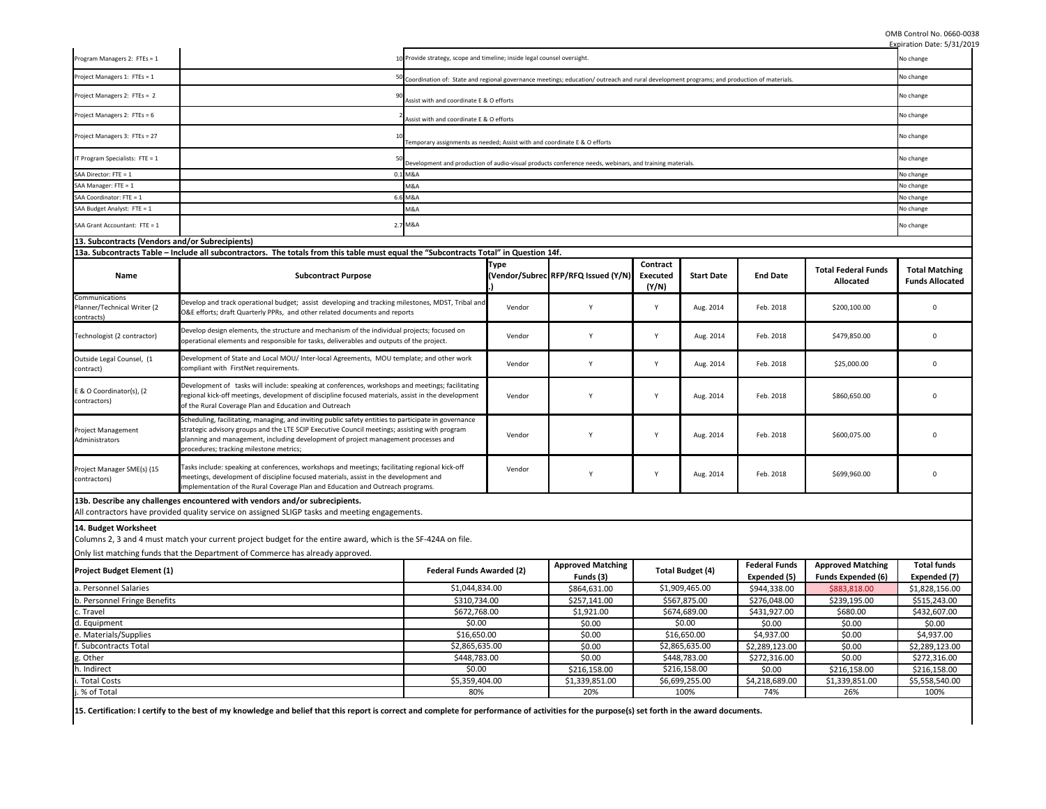| | | | |
|---|---|---|---|
| Program Managers 2: FTEs = 1 | 10 | Provide strategy, scope and timeline; inside legal counsel oversight. | No change |
| Project Managers 1: FTEs = 1 | 50 | Coordination of: State and regional governance meetings; education/ outreach and rural development programs; and production of materials. | No change |
| Project Managers 2: FTEs = 2 | 90 | Assist with and coordinate E & O efforts | No change |
| Project Managers 2: FTEs = 6 | 2 | Assist with and coordinate E & O efforts | No change |
| Project Managers 3: FTEs = 27 | 10 | Temporary assignments as needed; Assist with and coordinate E & O efforts | No change |
| IT Program Specialists: FTE = 1 | 50 | Development and production of audio-visual products conference needs, webinars, and training materials. | No change |
| SAA Director: FTE = 1 | 0.1 | M&A | No change |
| SAA Manager: FTE = 1 | | M&A | No change |
| SAA Coordinator: FTE = 1 | 6.6 | M&A | No change |
| SAA Budget Analyst: FTE = 1 | | M&A | No change |
| SAA Grant Accountant: FTE = 1 | 2.7 | M&A | No change |

**13. Subcontracts (Vendors and/or Subrecipients)**

**13a. Subcontracts Table – Include all subcontractors. The totals from this table must equal the "Subcontracts Total" in Question 14f.**

| Name | Subcontract Purpose | Type (Vendor/Subrec.) | RFP/RFQ Issued (Y/N) | Contract Executed (Y/N) | Start Date | End Date | Total Federal Funds Allocated | Total Matching Funds Allocated |
|---|---|---|---|---|---|---|---|---|
| Communications Planner/Technical Writer (2 contracts) | Develop and track operational budget; assist developing and tracking milestones, MDST, Tribal and O&E efforts; draft Quarterly PPRs, and other related documents and reports | Vendor | Y | Y | Aug. 2014 | Feb. 2018 | $200,100.00 | 0 |
| Technologist (2 contractor) | Develop design elements, the structure and mechanism of the individual projects; focused on operational elements and responsible for tasks, deliverables and outputs of the project. | Vendor | Y | Y | Aug. 2014 | Feb. 2018 | $479,850.00 | 0 |
| Outside Legal Counsel, (1 contract) | Development of State and Local MOU/ Inter-local Agreements, MOU template; and other work compliant with FirstNet requirements. | Vendor | Y | Y | Aug. 2014 | Feb. 2018 | $25,000.00 | 0 |
| E & O Coordinator(s), (2 contractors) | Development of tasks will include: speaking at conferences, workshops and meetings; facilitating regional kick-off meetings, development of discipline focused materials, assist in the development of the Rural Coverage Plan and Education and Outreach | Vendor | Y | Y | Aug. 2014 | Feb. 2018 | $860,650.00 | 0 |
| Project Management Administrators | Scheduling, facilitating, managing, and inviting public safety entities to participate in governance strategic advisory groups and the LTE SCIP Executive Council meetings; assisting with program planning and management, including development of project management processes and procedures; tracking milestone metrics; | Vendor | Y | Y | Aug. 2014 | Feb. 2018 | $600,075.00 | 0 |
| Project Manager SME(s) (15 contractors) | Tasks include: speaking at conferences, workshops and meetings; facilitating regional kick-off meetings, development of discipline focused materials, assist in the development and implementation of the Rural Coverage Plan and Education and Outreach programs. | Vendor | Y | Y | Aug. 2014 | Feb. 2018 | $699,960.00 | 0 |

**13b. Describe any challenges encountered with vendors and/or subrecipients.**

All contractors have provided quality service on assigned SLIGP tasks and meeting engagements.

**14. Budget Worksheet**

Columns 2, 3 and 4 must match your current project budget for the entire award, which is the SF-424A on file.

Only list matching funds that the Department of Commerce has already approved.

| Project Budget Element (1) | Federal Funds Awarded (2) | Approved Matching Funds (3) | Total Budget (4) | Federal Funds Expended (5) | Approved Matching Funds Expended (6) | Total funds Expended (7) |
|---|---|---|---|---|---|---|
| a. Personnel Salaries | $1,044,834.00 | $864,631.00 | $1,909,465.00 | $944,338.00 | $883,818.00 | $1,828,156.00 |
| b. Personnel Fringe Benefits | $310,734.00 | $257,141.00 | $567,875.00 | $276,048.00 | $239,195.00 | $515,243.00 |
| c. Travel | $672,768.00 | $1,921.00 | $674,689.00 | $431,927.00 | $680.00 | $432,607.00 |
| d. Equipment | $0.00 | $0.00 | $0.00 | $0.00 | $0.00 | $0.00 |
| e. Materials/Supplies | $16,650.00 | $0.00 | $16,650.00 | $4,937.00 | $0.00 | $4,937.00 |
| f. Subcontracts Total | $2,865,635.00 | $0.00 | $2,865,635.00 | $2,289,123.00 | $0.00 | $2,289,123.00 |
| g. Other | $448,783.00 | $0.00 | $448,783.00 | $272,316.00 | $0.00 | $272,316.00 |
| h. Indirect | $0.00 | $216,158.00 | $216,158.00 | $0.00 | $216,158.00 | $216,158.00 |
| i. Total Costs | $5,359,404.00 | $1,339,851.00 | $6,699,255.00 | $4,218,689.00 | $1,339,851.00 | $5,558,540.00 |
| j. % of Total | 80% | 20% | 100% | 74% | 26% | 100% |

**15. Certification: I certify to the best of my knowledge and belief that this report is correct and complete for performance of activities for the purpose(s) set forth in the award documents.**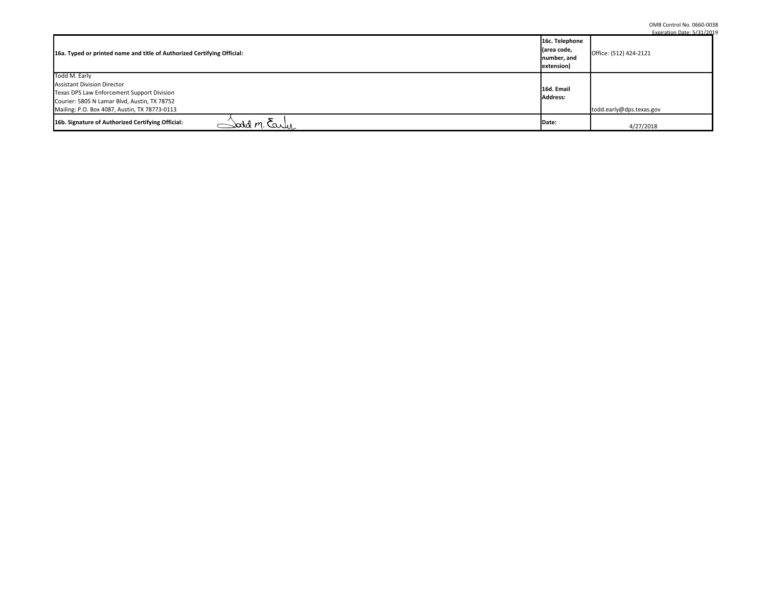OMB Control No. 0660-0038
Expiration Date: 5/31/2019

| | | | |
|---|---|---|---|
| **16a. Typed or printed name and title of Authorized Certifying Official:** | | **16c. Telephone (area code, number, and extension)** | Office: (512) 424-2121 |
| Todd M. Early<br>Assistant Division Director<br>Texas DPS Law Enforcement Support Division<br>Courier: 5805 N Lamar Blvd, Austin, TX 78752<br>Mailing: P.O. Box 4087, Austin, TX 78773-0113 | | **16d. Email Address:** | todd.early@dps.texas.gov |
| **16b. Signature of Authorized Certifying Official:** | Todd M. Early | **Date:** | 4/27/2018 |